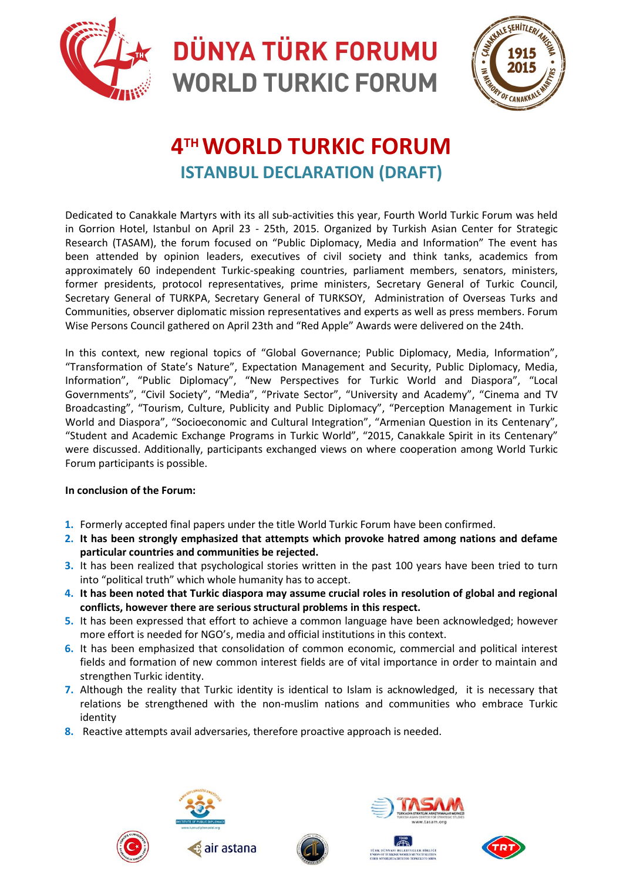DÜNYA TÜRK FORUMU
WORLD TURKIC FORUM

# 4TH WORLD TURKIC FORUM

## ISTANBUL DECLARATION (DRAFT)

Dedicated to Canakkale Martyrs with its all sub-activities this year, Fourth World Turkic Forum was held in Gorrion Hotel, Istanbul on April 23 - 25th, 2015. Organized by Turkish Asian Center for Strategic Research (TASAM), the forum focused on "Public Diplomacy, Media and Information" The event has been attended by opinion leaders, executives of civil society and think tanks, academics from approximately 60 independent Turkic-speaking countries, parliament members, senators, ministers, former presidents, protocol representatives, prime ministers, Secretary General of Turkic Council, Secretary General of TURKPA, Secretary General of TURKSOY, Administration of Overseas Turks and Communities, observer diplomatic mission representatives and experts as well as press members. Forum Wise Persons Council gathered on April 23th and "Red Apple" Awards were delivered on the 24th.

In this context, new regional topics of "Global Governance; Public Diplomacy, Media, Information", "Transformation of State's Nature", Expectation Management and Security, Public Diplomacy, Media, Information", "Public Diplomacy", "New Perspectives for Turkic World and Diaspora", "Local Governments", "Civil Society", "Media", "Private Sector", "University and Academy", "Cinema and TV Broadcasting", "Tourism, Culture, Publicity and Public Diplomacy", "Perception Management in Turkic World and Diaspora", "Socioeconomic and Cultural Integration", "Armenian Question in its Centenary", "Student and Academic Exchange Programs in Turkic World", "2015, Canakkale Spirit in its Centenary" were discussed. Additionally, participants exchanged views on where cooperation among World Turkic Forum participants is possible.

**In conclusion of the Forum:**

1. Formerly accepted final papers under the title World Turkic Forum have been confirmed.
2. **It has been strongly emphasized that attempts which provoke hatred among nations and defame particular countries and communities be rejected.**
3. It has been realized that psychological stories written in the past 100 years have been tried to turn into "political truth" which whole humanity has to accept.
4. **It has been noted that Turkic diaspora may assume crucial roles in resolution of global and regional conflicts, however there are serious structural problems in this respect.**
5. It has been expressed that effort to achieve a common language have been acknowledged; however more effort is needed for NGO's, media and official institutions in this context.
6. It has been emphasized that consolidation of common economic, commercial and political interest fields and formation of new common interest fields are of vital importance in order to maintain and strengthen Turkic identity.
7. Although the reality that Turkic identity is identical to Islam is acknowledged, it is necessary that relations be strengthened with the non-muslim nations and communities who embrace Turkic identity
8. Reactive attempts avail adversaries, therefore proactive approach is needed.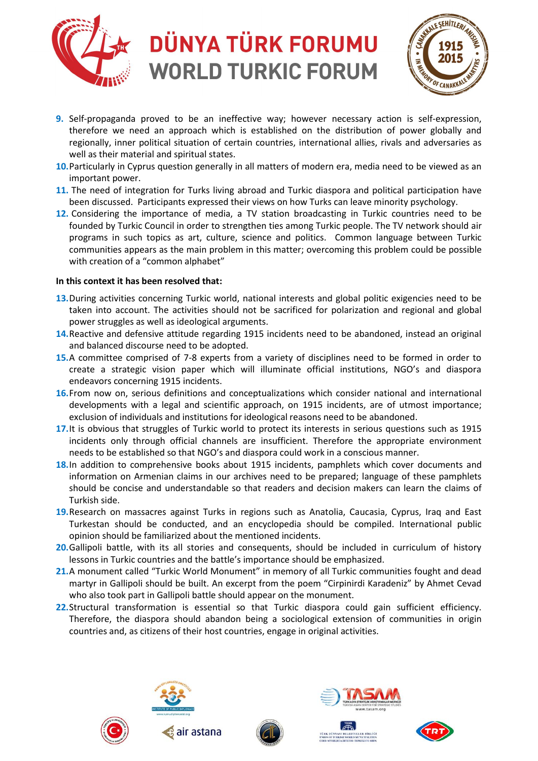9. Self-propaganda proved to be an ineffective way; however necessary action is self-expression, therefore we need an approach which is established on the distribution of power globally and regionally, inner political situation of certain countries, international allies, rivals and adversaries as well as their material and spiritual states.
10. Particularly in Cyprus question generally in all matters of modern era, media need to be viewed as an important power.
11. The need of integration for Turks living abroad and Turkic diaspora and political participation have been discussed. Participants expressed their views on how Turks can leave minority psychology.
12. Considering the importance of media, a TV station broadcasting in Turkic countries need to be founded by Turkic Council in order to strengthen ties among Turkic people. The TV network should air programs in such topics as art, culture, science and politics. Common language between Turkic communities appears as the main problem in this matter; overcoming this problem could be possible with creation of a "common alphabet"

**In this context it has been resolved that:**

13. During activities concerning Turkic world, national interests and global politic exigencies need to be taken into account. The activities should not be sacrificed for polarization and regional and global power struggles as well as ideological arguments.
14. Reactive and defensive attitude regarding 1915 incidents need to be abandoned, instead an original and balanced discourse need to be adopted.
15. A committee comprised of 7-8 experts from a variety of disciplines need to be formed in order to create a strategic vision paper which will illuminate official institutions, NGO's and diaspora endeavors concerning 1915 incidents.
16. From now on, serious definitions and conceptualizations which consider national and international developments with a legal and scientific approach, on 1915 incidents, are of utmost importance; exclusion of individuals and institutions for ideological reasons need to be abandoned.
17. It is obvious that struggles of Turkic world to protect its interests in serious questions such as 1915 incidents only through official channels are insufficient. Therefore the appropriate environment needs to be established so that NGO's and diaspora could work in a conscious manner.
18. In addition to comprehensive books about 1915 incidents, pamphlets which cover documents and information on Armenian claims in our archives need to be prepared; language of these pamphlets should be concise and understandable so that readers and decision makers can learn the claims of Turkish side.
19. Research on massacres against Turks in regions such as Anatolia, Caucasia, Cyprus, Iraq and East Turkestan should be conducted, and an encyclopedia should be compiled. International public opinion should be familiarized about the mentioned incidents.
20. Gallipoli battle, with its all stories and consequents, should be included in curriculum of history lessons in Turkic countries and the battle's importance should be emphasized.
21. A monument called "Turkic World Monument" in memory of all Turkic communities fought and dead martyr in Gallipoli should be built. An excerpt from the poem "Cirpinirdi Karadeniz" by Ahmet Cevad who also took part in Gallipoli battle should appear on the monument.
22. Structural transformation is essential so that Turkic diaspora could gain sufficient efficiency. Therefore, the diaspora should abandon being a sociological extension of communities in origin countries and, as citizens of their host countries, engage in original activities.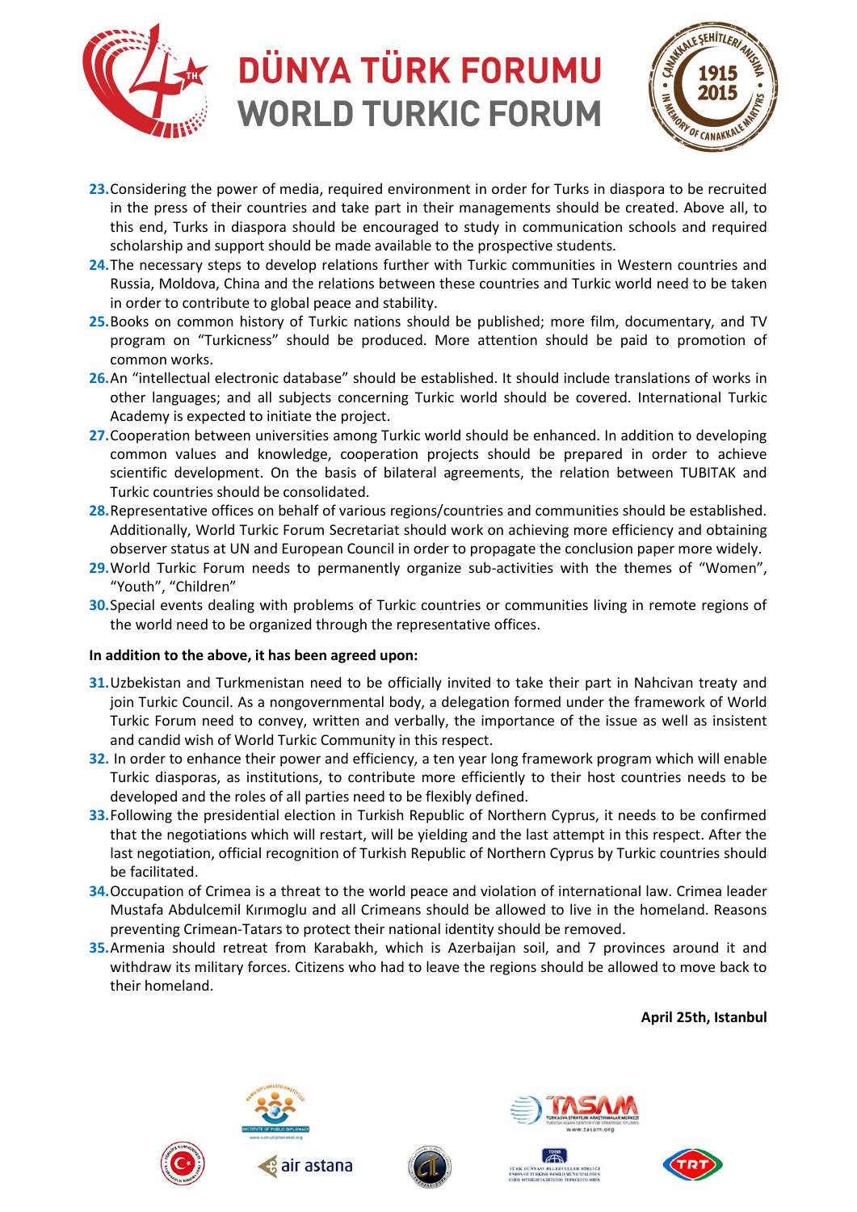# DÜNYA TÜRK FORUMU
# WORLD TURKIC FORUM

23. Considering the power of media, required environment in order for Turks in diaspora to be recruited in the press of their countries and take part in their managements should be created. Above all, to this end, Turks in diaspora should be encouraged to study in communication schools and required scholarship and support should be made available to the prospective students.
24. The necessary steps to develop relations further with Turkic communities in Western countries and Russia, Moldova, China and the relations between these countries and Turkic world need to be taken in order to contribute to global peace and stability.
25. Books on common history of Turkic nations should be published; more film, documentary, and TV program on "Turkicness" should be produced. More attention should be paid to promotion of common works.
26. An "intellectual electronic database" should be established. It should include translations of works in other languages; and all subjects concerning Turkic world should be covered. International Turkic Academy is expected to initiate the project.
27. Cooperation between universities among Turkic world should be enhanced. In addition to developing common values and knowledge, cooperation projects should be prepared in order to achieve scientific development. On the basis of bilateral agreements, the relation between TUBITAK and Turkic countries should be consolidated.
28. Representative offices on behalf of various regions/countries and communities should be established. Additionally, World Turkic Forum Secretariat should work on achieving more efficiency and obtaining observer status at UN and European Council in order to propagate the conclusion paper more widely.
29. World Turkic Forum needs to permanently organize sub-activities with the themes of "Women", "Youth", "Children"
30. Special events dealing with problems of Turkic countries or communities living in remote regions of the world need to be organized through the representative offices.

**In addition to the above, it has been agreed upon:**

31. Uzbekistan and Turkmenistan need to be officially invited to take their part in Nahcivan treaty and join Turkic Council. As a nongovernmental body, a delegation formed under the framework of World Turkic Forum need to convey, written and verbally, the importance of the issue as well as insistent and candid wish of World Turkic Community in this respect.
32. In order to enhance their power and efficiency, a ten year long framework program which will enable Turkic diasporas, as institutions, to contribute more efficiently to their host countries needs to be developed and the roles of all parties need to be flexibly defined.
33. Following the presidential election in Turkish Republic of Northern Cyprus, it needs to be confirmed that the negotiations which will restart, will be yielding and the last attempt in this respect. After the last negotiation, official recognition of Turkish Republic of Northern Cyprus by Turkic countries should be facilitated.
34. Occupation of Crimea is a threat to the world peace and violation of international law. Crimea leader Mustafa Abdulcemil Kırımoglu and all Crimeans should be allowed to live in the homeland. Reasons preventing Crimean-Tatars to protect their national identity should be removed.
35. Armenia should retreat from Karabakh, which is Azerbaijan soil, and 7 provinces around it and withdraw its military forces. Citizens who had to leave the regions should be allowed to move back to their homeland.

**April 25th, Istanbul**